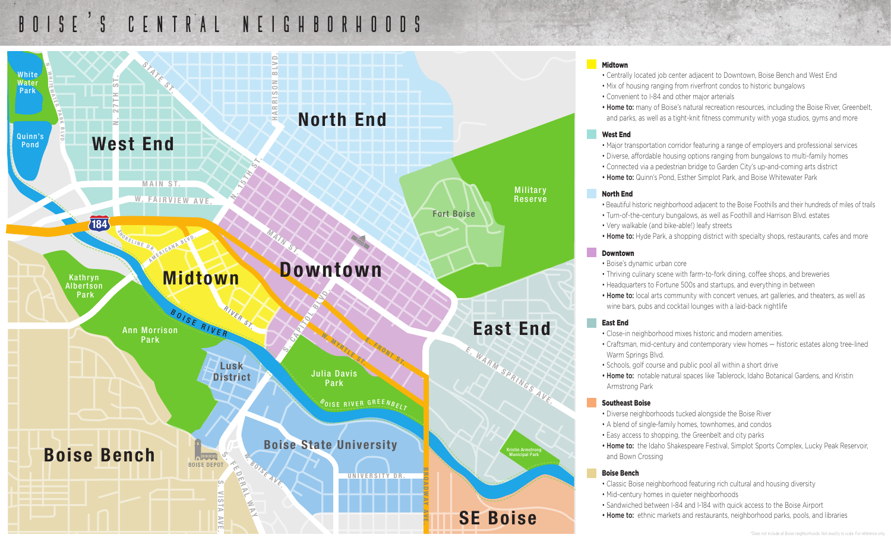# BOISE'S CENTRAL NEIGHBORHOODS

White Water Park

Quinn's Pond

West End

North End

Military Reserve

Fort Boise

Kathryn Albertson Park

Midtown

Downtown

East End

Ann Morrison Park

Lusk District

Julia Davis Park

Boise State University

Boise Bench

BOISE DEPOT

Kristin Armstrong Municipal Park

SE Boise

N. WHITEWATER PARK BLVD. · N. 27TH ST. · STATE ST. · HARRISON BLVD. · MAIN ST. · W. FAIRVIEW AVE. · N. 15TH ST. · 184 · SHORELINE DR. · AMERICANA BLVD. · MAIN ST. · RIVER ST. · BOISE RIVER · S. CAPITOL BLVD. · W. MYRTLE ST. · E. FRONT ST. · BOISE RIVER GREENBELT · E. WARM SPRINGS AVE. · W. BOISE AVE. · S. FEDERAL WAY · S. VISTA AVE. · UNIVERSITY DR. · BROADWAY AVE.

### Midtown

- Centrally located job center adjacent to Downtown, Boise Bench and West End
- Mix of housing ranging from riverfront condos to historic bungalows
- Convenient to I-84 and other major arterials
- **Home to:** many of Boise's natural recreation resources, including the Boise River, Greenbelt, and parks, as well as a tight-knit fitness community with yoga studios, gyms and more

### West End

- Major transportation corridor featuring a range of employers and professional services
- Diverse, affordable housing options ranging from bungalows to multi-family homes
- Connected via a pedestrian bridge to Garden City's up-and-coming arts district
- **Home to:** Quinn's Pond, Esther Simplot Park, and Boise Whitewater Park

### North End

- Beautiful historic neighborhood adjacent to the Boise Foothills and their hundreds of miles of trails
- Turn-of-the-century bungalows, as well as Foothill and Harrison Blvd. estates
- Very walkable (and bike-able!) leafy streets
- **Home to:** Hyde Park, a shopping district with specialty shops, restaurants, cafes and more

### Downtown

- Boise's dynamic urban core
- Thriving culinary scene with farm-to-fork dining, coffee shops, and breweries
- Headquarters to Fortune 500s and startups, and everything in between
- **Home to:** local arts community with concert venues, art galleries, and theaters, as well as wine bars, pubs and cocktail lounges with a laid-back nightlife

### East End

- Close-in neighborhood mixes historic and modern amenities.
- Craftsman, mid-century and contemporary view homes — historic estates along tree-lined Warm Springs Blvd.
- Schools, golf course and public pool all within a short drive
- **Home to:** notable natural spaces like Tablerock, Idaho Botanical Gardens, and Kristin Armstrong Park

### Southeast Boise

- Diverse neighborhoods tucked alongside the Boise River
- A blend of single-family homes, townhomes, and condos
- Easy access to shopping, the Greenbelt and city parks
- **Home to:** the Idaho Shakespeare Festival, Simplot Sports Complex, Lucky Peak Reservoir, and Bown Crossing

### Boise Bench

- Classic Boise neighborhood featuring rich cultural and housing diversity
- Mid-century homes in quieter neighborhoods
- Sandwiched between I-84 and I-184 with quick access to the Boise Airport
- **Home to:** ethnic markets and restaurants, neighborhood parks, pools, and libraries

*Does not include all Boise neighborhoods. Not exactly to scale. For reference only.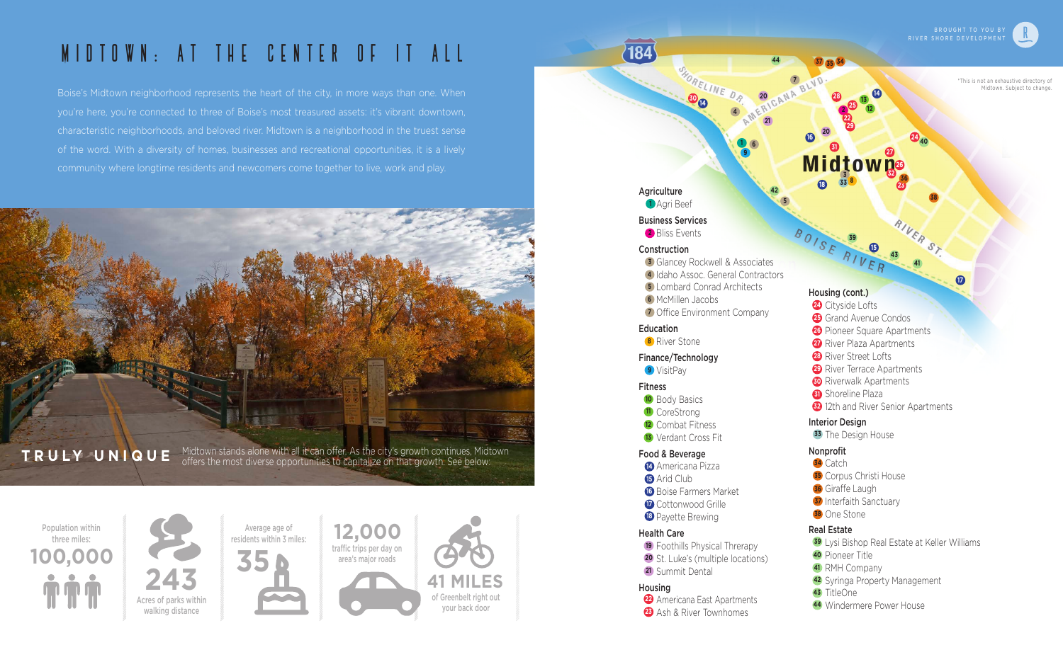# MIDTOWN: AT THE CENTER OF IT ALL

BROUGHT TO YOU BY RIVER SHORE DEVELOPMENT

Boise's Midtown neighborhood represents the heart of the city, in more ways than one. When you're here, you're connected to three of Boise's most treasured assets: it's vibrant downtown, characteristic neighborhoods, and beloved river. Midtown is a neighborhood in the truest sense of the word. With a diversity of homes, businesses and recreational opportunities, it is a lively community where longtime residents and newcomers come together to live, work and play.

**TRULY UNIQUE** Midtown stands alone with all it can offer. As the city's growth continues, Midtown offers the most diverse opportunities to capitalize on that growth. See below:

Population within three miles:
**100,000**

**243**
Acres of parks within walking distance

Average age of residents within 3 miles:
**35**

**12,000**
traffic trips per day on area's major roads

**41 MILES**
of Greenbelt right out your back door

184

SHORELINE DR.

AMERICANA BLVD.

Midtown

BOISE RIVER

RIVER ST.

*This is not an exhaustive directory of Midtown. Subject to change.

**Agriculture**
1 Agri Beef

**Business Services**
2 Bliss Events

**Construction**
3 Glancey Rockwell & Associates
4 Idaho Assoc. General Contractors
5 Lombard Conrad Architects
6 McMillen Jacobs
7 Office Environment Company

**Education**
8 River Stone

**Finance/Technology**
9 VisitPay

**Fitness**
10 Body Basics
11 CoreStrong
12 Combat Fitness
13 Verdant Cross Fit

**Food & Beverage**
14 Americana Pizza
15 Arid Club
16 Boise Farmers Market
17 Cottonwood Grille
18 Payette Brewing

**Health Care**
19 Foothills Physical Threrapy
20 St. Luke's (multiple locations)
21 Summit Dental

**Housing**
22 Americana East Apartments
23 Ash & River Townhomes

**Housing (cont.)**
24 Cityside Lofts
25 Grand Avenue Condos
26 Pioneer Square Apartments
27 River Plaza Apartments
28 River Street Lofts
29 River Terrace Apartments
30 Riverwalk Apartments
31 Shoreline Plaza
32 12th and River Senior Apartments

**Interior Design**
33 The Design House

**Nonprofit**
34 Catch
35 Corpus Christi House
36 Giraffe Laugh
37 Interfaith Sanctuary
38 One Stone

**Real Estate**
39 Lysi Bishop Real Estate at Keller Williams
40 Pioneer Title
41 RMH Company
42 Syringa Property Management
43 TitleOne
44 Windermere Power House